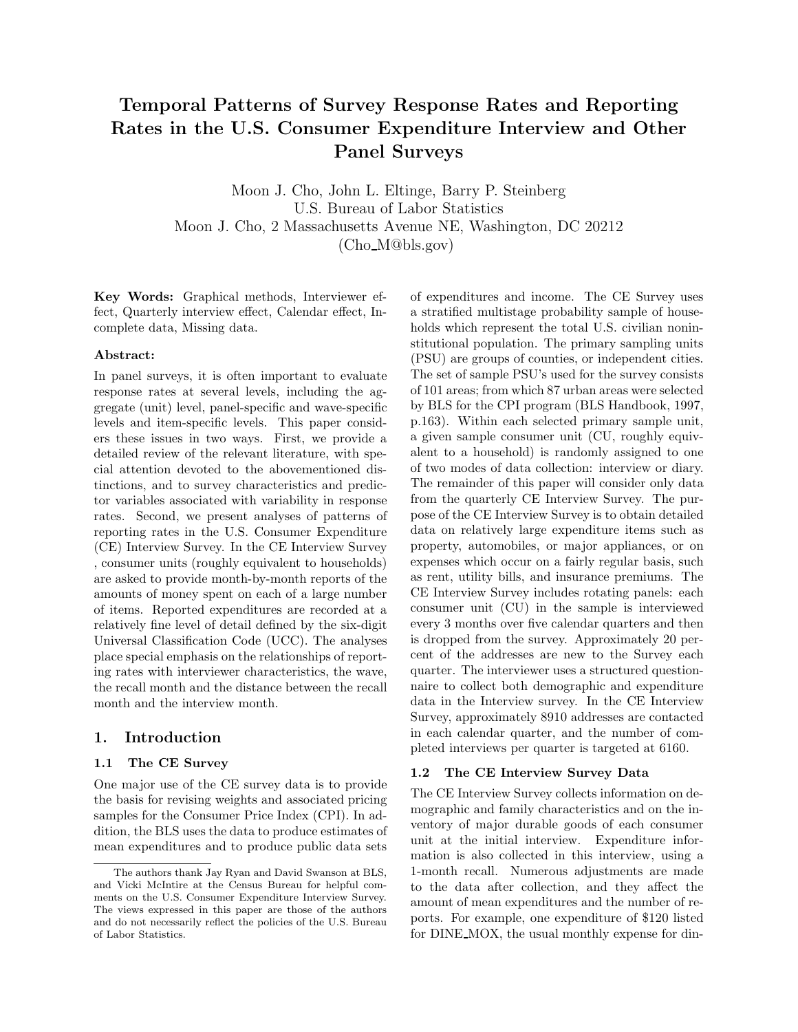# Temporal Patterns of Survey Response Rates and Reporting Rates in the U.S. Consumer Expenditure Interview and Other Panel Surveys

Moon J. Cho, John L. Eltinge, Barry P. Steinberg
U.S. Bureau of Labor Statistics
Moon J. Cho, 2 Massachusetts Avenue NE, Washington, DC 20212
(Cho_M@bls.gov)

**Key Words:** Graphical methods, Interviewer effect, Quarterly interview effect, Calendar effect, Incomplete data, Missing data.

**Abstract:**

In panel surveys, it is often important to evaluate response rates at several levels, including the aggregate (unit) level, panel-specific and wave-specific levels and item-specific levels. This paper considers these issues in two ways. First, we provide a detailed review of the relevant literature, with special attention devoted to the abovementioned distinctions, and to survey characteristics and predictor variables associated with variability in response rates. Second, we present analyses of patterns of reporting rates in the U.S. Consumer Expenditure (CE) Interview Survey. In the CE Interview Survey , consumer units (roughly equivalent to households) are asked to provide month-by-month reports of the amounts of money spent on each of a large number of items. Reported expenditures are recorded at a relatively fine level of detail defined by the six-digit Universal Classification Code (UCC). The analyses place special emphasis on the relationships of reporting rates with interviewer characteristics, the wave, the recall month and the distance between the recall month and the interview month.

## 1. Introduction

### 1.1 The CE Survey

One major use of the CE survey data is to provide the basis for revising weights and associated pricing samples for the Consumer Price Index (CPI). In addition, the BLS uses the data to produce estimates of mean expenditures and to produce public data sets of expenditures and income. The CE Survey uses a stratified multistage probability sample of households which represent the total U.S. civilian noninstitutional population. The primary sampling units (PSU) are groups of counties, or independent cities. The set of sample PSU's used for the survey consists of 101 areas; from which 87 urban areas were selected by BLS for the CPI program (BLS Handbook, 1997, p.163). Within each selected primary sample unit, a given sample consumer unit (CU, roughly equivalent to a household) is randomly assigned to one of two modes of data collection: interview or diary. The remainder of this paper will consider only data from the quarterly CE Interview Survey. The purpose of the CE Interview Survey is to obtain detailed data on relatively large expenditure items such as property, automobiles, or major appliances, or on expenses which occur on a fairly regular basis, such as rent, utility bills, and insurance premiums. The CE Interview Survey includes rotating panels: each consumer unit (CU) in the sample is interviewed every 3 months over five calendar quarters and then is dropped from the survey. Approximately 20 percent of the addresses are new to the Survey each quarter. The interviewer uses a structured questionnaire to collect both demographic and expenditure data in the Interview survey. In the CE Interview Survey, approximately 8910 addresses are contacted in each calendar quarter, and the number of completed interviews per quarter is targeted at 6160.

### 1.2 The CE Interview Survey Data

The CE Interview Survey collects information on demographic and family characteristics and on the inventory of major durable goods of each consumer unit at the initial interview. Expenditure information is also collected in this interview, using a 1-month recall. Numerous adjustments are made to the data after collection, and they affect the amount of mean expenditures and the number of reports. For example, one expenditure of $120 listed for DINE_MOX, the usual monthly expense for din-

The authors thank Jay Ryan and David Swanson at BLS, and Vicki McIntire at the Census Bureau for helpful comments on the U.S. Consumer Expenditure Interview Survey. The views expressed in this paper are those of the authors and do not necessarily reflect the policies of the U.S. Bureau of Labor Statistics.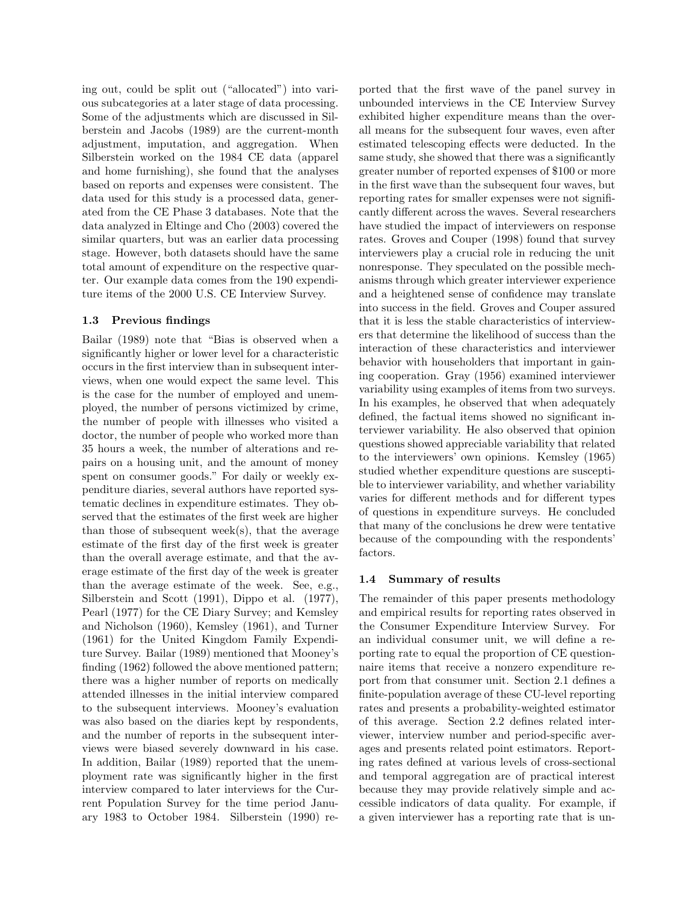ing out, could be split out ("allocated") into various subcategories at a later stage of data processing. Some of the adjustments which are discussed in Silberstein and Jacobs (1989) are the current-month adjustment, imputation, and aggregation. When Silberstein worked on the 1984 CE data (apparel and home furnishing), she found that the analyses based on reports and expenses were consistent. The data used for this study is a processed data, generated from the CE Phase 3 databases. Note that the data analyzed in Eltinge and Cho (2003) covered the similar quarters, but was an earlier data processing stage. However, both datasets should have the same total amount of expenditure on the respective quarter. Our example data comes from the 190 expenditure items of the 2000 U.S. CE Interview Survey.

### 1.3 Previous findings

Bailar (1989) note that "Bias is observed when a significantly higher or lower level for a characteristic occurs in the first interview than in subsequent interviews, when one would expect the same level. This is the case for the number of employed and unemployed, the number of persons victimized by crime, the number of people with illnesses who visited a doctor, the number of people who worked more than 35 hours a week, the number of alterations and repairs on a housing unit, and the amount of money spent on consumer goods." For daily or weekly expenditure diaries, several authors have reported systematic declines in expenditure estimates. They observed that the estimates of the first week are higher than those of subsequent week(s), that the average estimate of the first day of the first week is greater than the overall average estimate, and that the average estimate of the first day of the week is greater than the average estimate of the week. See, e.g., Silberstein and Scott (1991), Dippo et al. (1977), Pearl (1977) for the CE Diary Survey; and Kemsley and Nicholson (1960), Kemsley (1961), and Turner (1961) for the United Kingdom Family Expenditure Survey. Bailar (1989) mentioned that Mooney's finding (1962) followed the above mentioned pattern; there was a higher number of reports on medically attended illnesses in the initial interview compared to the subsequent interviews. Mooney's evaluation was also based on the diaries kept by respondents, and the number of reports in the subsequent interviews were biased severely downward in his case. In addition, Bailar (1989) reported that the unemployment rate was significantly higher in the first interview compared to later interviews for the Current Population Survey for the time period January 1983 to October 1984. Silberstein (1990) reported that the first wave of the panel survey in unbounded interviews in the CE Interview Survey exhibited higher expenditure means than the overall means for the subsequent four waves, even after estimated telescoping effects were deducted. In the same study, she showed that there was a significantly greater number of reported expenses of $100 or more in the first wave than the subsequent four waves, but reporting rates for smaller expenses were not significantly different across the waves. Several researchers have studied the impact of interviewers on response rates. Groves and Couper (1998) found that survey interviewers play a crucial role in reducing the unit nonresponse. They speculated on the possible mechanisms through which greater interviewer experience and a heightened sense of confidence may translate into success in the field. Groves and Couper assured that it is less the stable characteristics of interviewers that determine the likelihood of success than the interaction of these characteristics and interviewer behavior with householders that important in gaining cooperation. Gray (1956) examined interviewer variability using examples of items from two surveys. In his examples, he observed that when adequately defined, the factual items showed no significant interviewer variability. He also observed that opinion questions showed appreciable variability that related to the interviewers' own opinions. Kemsley (1965) studied whether expenditure questions are susceptible to interviewer variability, and whether variability varies for different methods and for different types of questions in expenditure surveys. He concluded that many of the conclusions he drew were tentative because of the compounding with the respondents' factors.

### 1.4 Summary of results

The remainder of this paper presents methodology and empirical results for reporting rates observed in the Consumer Expenditure Interview Survey. For an individual consumer unit, we will define a reporting rate to equal the proportion of CE questionnaire items that receive a nonzero expenditure report from that consumer unit. Section 2.1 defines a finite-population average of these CU-level reporting rates and presents a probability-weighted estimator of this average. Section 2.2 defines related interviewer, interview number and period-specific averages and presents related point estimators. Reporting rates defined at various levels of cross-sectional and temporal aggregation are of practical interest because they may provide relatively simple and accessible indicators of data quality. For example, if a given interviewer has a reporting rate that is un-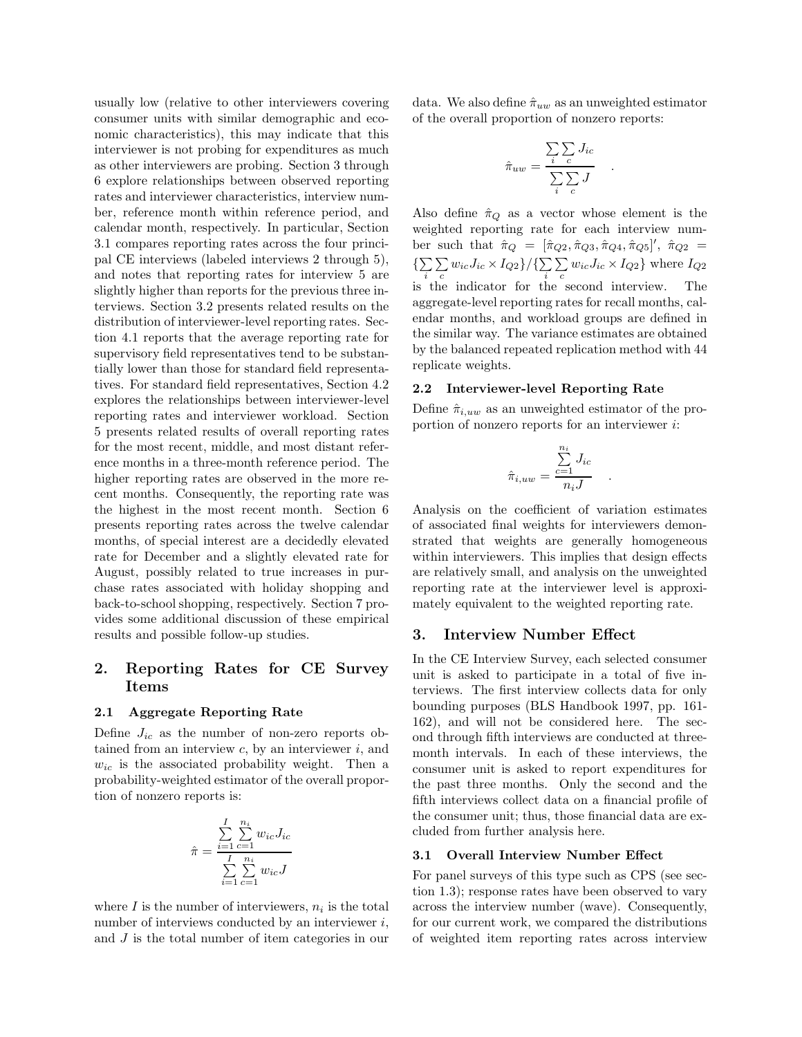usually low (relative to other interviewers covering consumer units with similar demographic and economic characteristics), this may indicate that this interviewer is not probing for expenditures as much as other interviewers are probing. Section 3 through 6 explore relationships between observed reporting rates and interviewer characteristics, interview number, reference month within reference period, and calendar month, respectively. In particular, Section 3.1 compares reporting rates across the four principal CE interviews (labeled interviews 2 through 5), and notes that reporting rates for interview 5 are slightly higher than reports for the previous three interviews. Section 3.2 presents related results on the distribution of interviewer-level reporting rates. Section 4.1 reports that the average reporting rate for supervisory field representatives tend to be substantially lower than those for standard field representatives. For standard field representatives, Section 4.2 explores the relationships between interviewer-level reporting rates and interviewer workload. Section 5 presents related results of overall reporting rates for the most recent, middle, and most distant reference months in a three-month reference period. The higher reporting rates are observed in the more recent months. Consequently, the reporting rate was the highest in the most recent month. Section 6 presents reporting rates across the twelve calendar months, of special interest are a decidedly elevated rate for December and a slightly elevated rate for August, possibly related to true increases in purchase rates associated with holiday shopping and back-to-school shopping, respectively. Section 7 provides some additional discussion of these empirical results and possible follow-up studies.

## 2. Reporting Rates for CE Survey Items

### 2.1 Aggregate Reporting Rate

Define $J_{ic}$ as the number of non-zero reports obtained from an interview $c$, by an interviewer $i$, and $w_{ic}$ is the associated probability weight. Then a probability-weighted estimator of the overall proportion of nonzero reports is:

$$\hat{\pi} = \frac{\sum_{i=1}^{I}\sum_{c=1}^{n_i} w_{ic} J_{ic}}{\sum_{i=1}^{I}\sum_{c=1}^{n_i} w_{ic} J}$$

where $I$ is the number of interviewers, $n_i$ is the total number of interviews conducted by an interviewer $i$, and $J$ is the total number of item categories in our data. We also define $\hat{\pi}_{uw}$ as an unweighted estimator of the overall proportion of nonzero reports:

$$\hat{\pi}_{uw} = \frac{\sum_i \sum_c J_{ic}}{\sum_i \sum_c J} \quad .$$

Also define $\hat{\pi}_Q$ as a vector whose element is the weighted reporting rate for each interview number such that $\hat{\pi}_Q = [\hat{\pi}_{Q2}, \hat{\pi}_{Q3}, \hat{\pi}_{Q4}, \hat{\pi}_{Q5}]'$, $\hat{\pi}_{Q2} = \{\sum_i \sum_c w_{ic} J_{ic} \times I_{Q2}\}/\{\sum_i \sum_c w_{ic} J_{ic} \times I_{Q2}\}$ where $I_{Q2}$ is the indicator for the second interview. The aggregate-level reporting rates for recall months, calendar months, and workload groups are defined in the similar way. The variance estimates are obtained by the balanced repeated replication method with 44 replicate weights.

### 2.2 Interviewer-level Reporting Rate

Define $\hat{\pi}_{i,uw}$ as an unweighted estimator of the proportion of nonzero reports for an interviewer $i$:

$$\hat{\pi}_{i,uw} = \frac{\sum_{c=1}^{n_i} J_{ic}}{n_i J} \quad .$$

Analysis on the coefficient of variation estimates of associated final weights for interviewers demonstrated that weights are generally homogeneous within interviewers. This implies that design effects are relatively small, and analysis on the unweighted reporting rate at the interviewer level is approximately equivalent to the weighted reporting rate.

## 3. Interview Number Effect

In the CE Interview Survey, each selected consumer unit is asked to participate in a total of five interviews. The first interview collects data for only bounding purposes (BLS Handbook 1997, pp. 161-162), and will not be considered here. The second through fifth interviews are conducted at three-month intervals. In each of these interviews, the consumer unit is asked to report expenditures for the past three months. Only the second and the fifth interviews collect data on a financial profile of the consumer unit; thus, those financial data are excluded from further analysis here.

### 3.1 Overall Interview Number Effect

For panel surveys of this type such as CPS (see section 1.3); response rates have been observed to vary across the interview number (wave). Consequently, for our current work, we compared the distributions of weighted item reporting rates across interview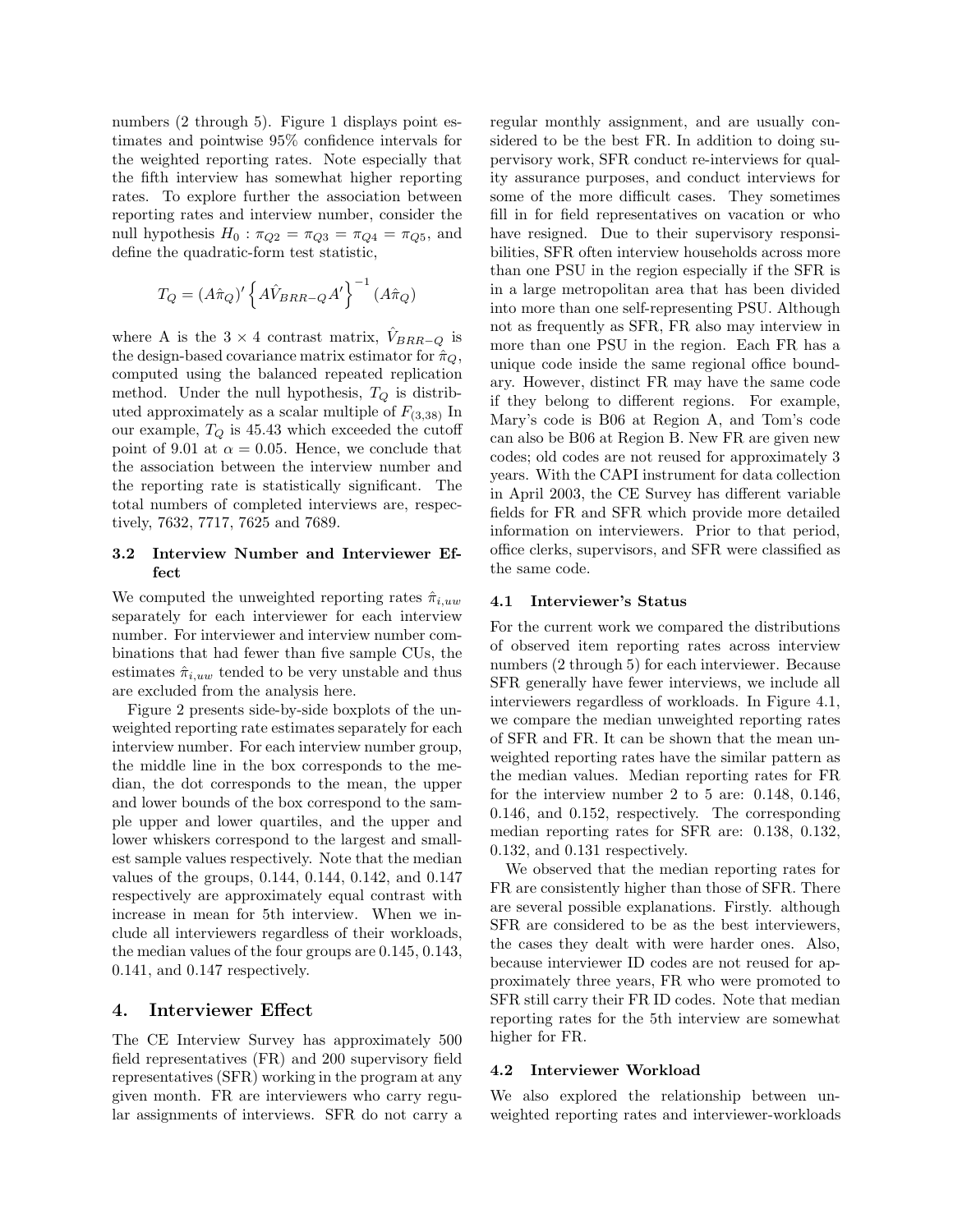numbers (2 through 5). Figure 1 displays point estimates and pointwise 95% confidence intervals for the weighted reporting rates. Note especially that the fifth interview has somewhat higher reporting rates. To explore further the association between reporting rates and interview number, consider the null hypothesis $H_0 : \pi_{Q2} = \pi_{Q3} = \pi_{Q4} = \pi_{Q5}$, and define the quadratic-form test statistic,

$$T_Q = (A\hat{\pi}_Q)' \left\{ A\hat{V}_{BRR-Q}A' \right\}^{-1} (A\hat{\pi}_Q)$$

where A is the $3 \times 4$ contrast matrix, $\hat{V}_{BRR-Q}$ is the design-based covariance matrix estimator for $\hat{\pi}_Q$, computed using the balanced repeated replication method. Under the null hypothesis, $T_Q$ is distributed approximately as a scalar multiple of $F_{(3,38)}$ In our example, $T_Q$ is 45.43 which exceeded the cutoff point of 9.01 at $\alpha = 0.05$. Hence, we conclude that the association between the interview number and the reporting rate is statistically significant. The total numbers of completed interviews are, respectively, 7632, 7717, 7625 and 7689.

### 3.2 Interview Number and Interviewer Effect

We computed the unweighted reporting rates $\hat{\pi}_{i,uw}$ separately for each interviewer for each interview number. For interviewer and interview number combinations that had fewer than five sample CUs, the estimates $\hat{\pi}_{i,uw}$ tended to be very unstable and thus are excluded from the analysis here.

Figure 2 presents side-by-side boxplots of the unweighted reporting rate estimates separately for each interview number. For each interview number group, the middle line in the box corresponds to the median, the dot corresponds to the mean, the upper and lower bounds of the box correspond to the sample upper and lower quartiles, and the upper and lower whiskers correspond to the largest and smallest sample values respectively. Note that the median values of the groups, 0.144, 0.144, 0.142, and 0.147 respectively are approximately equal contrast with increase in mean for 5th interview. When we include all interviewers regardless of their workloads, the median values of the four groups are 0.145, 0.143, 0.141, and 0.147 respectively.

## 4. Interviewer Effect

The CE Interview Survey has approximately 500 field representatives (FR) and 200 supervisory field representatives (SFR) working in the program at any given month. FR are interviewers who carry regular assignments of interviews. SFR do not carry a regular monthly assignment, and are usually considered to be the best FR. In addition to doing supervisory work, SFR conduct re-interviews for quality assurance purposes, and conduct interviews for some of the more difficult cases. They sometimes fill in for field representatives on vacation or who have resigned. Due to their supervisory responsibilities, SFR often interview households across more than one PSU in the region especially if the SFR is in a large metropolitan area that has been divided into more than one self-representing PSU. Although not as frequently as SFR, FR also may interview in more than one PSU in the region. Each FR has a unique code inside the same regional office boundary. However, distinct FR may have the same code if they belong to different regions. For example, Mary's code is B06 at Region A, and Tom's code can also be B06 at Region B. New FR are given new codes; old codes are not reused for approximately 3 years. With the CAPI instrument for data collection in April 2003, the CE Survey has different variable fields for FR and SFR which provide more detailed information on interviewers. Prior to that period, office clerks, supervisors, and SFR were classified as the same code.

### 4.1 Interviewer's Status

For the current work we compared the distributions of observed item reporting rates across interview numbers (2 through 5) for each interviewer. Because SFR generally have fewer interviews, we include all interviewers regardless of workloads. In Figure 4.1, we compare the median unweighted reporting rates of SFR and FR. It can be shown that the mean unweighted reporting rates have the similar pattern as the median values. Median reporting rates for FR for the interview number 2 to 5 are: 0.148, 0.146, 0.146, and 0.152, respectively. The corresponding median reporting rates for SFR are: 0.138, 0.132, 0.132, and 0.131 respectively.

We observed that the median reporting rates for FR are consistently higher than those of SFR. There are several possible explanations. Firstly. although SFR are considered to be as the best interviewers, the cases they dealt with were harder ones. Also, because interviewer ID codes are not reused for approximately three years, FR who were promoted to SFR still carry their FR ID codes. Note that median reporting rates for the 5th interview are somewhat higher for FR.

### 4.2 Interviewer Workload

We also explored the relationship between unweighted reporting rates and interviewer-workloads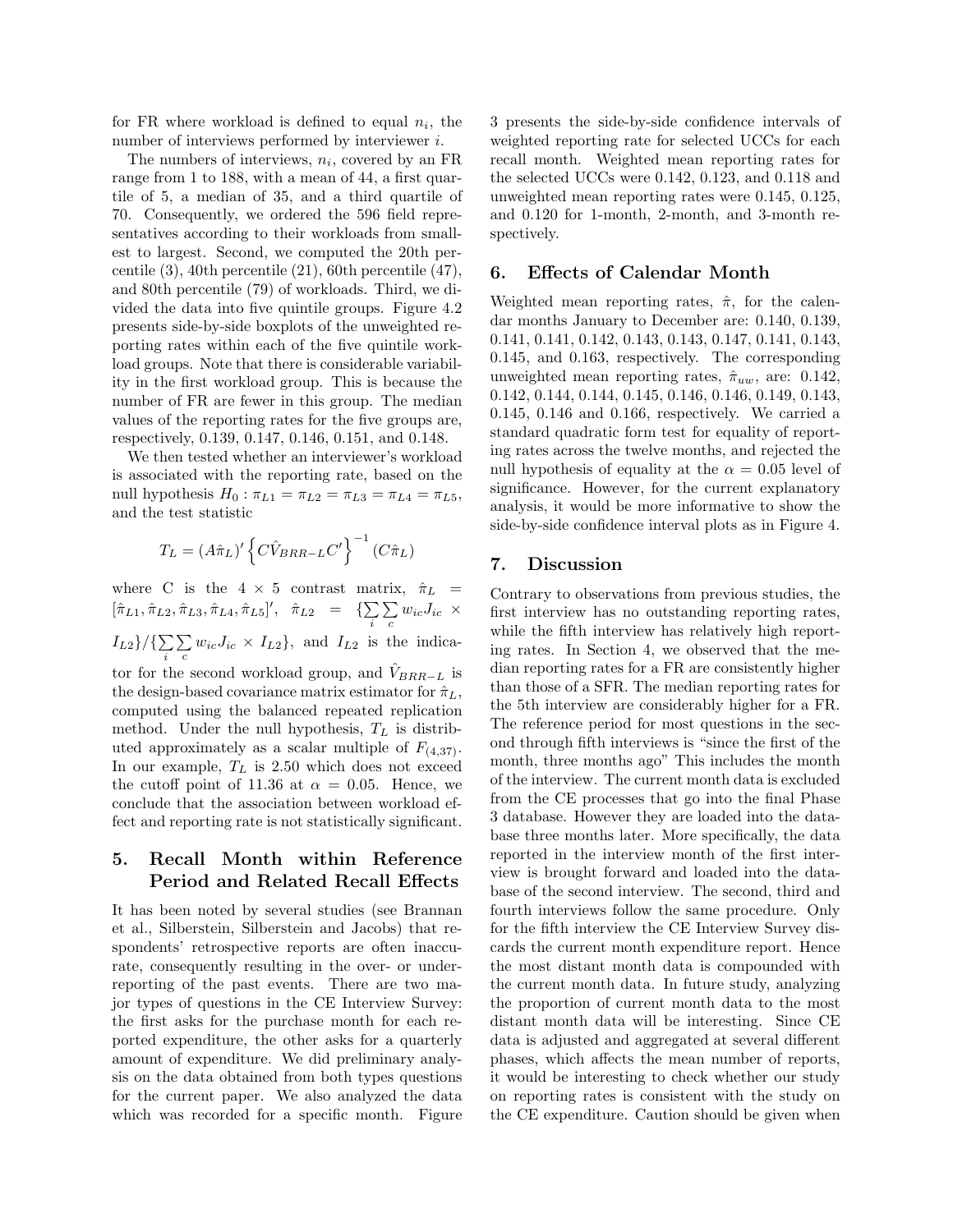for FR where workload is defined to equal $n_i$, the number of interviews performed by interviewer $i$.

The numbers of interviews, $n_i$, covered by an FR range from 1 to 188, with a mean of 44, a first quartile of 5, a median of 35, and a third quartile of 70. Consequently, we ordered the 596 field representatives according to their workloads from smallest to largest. Second, we computed the 20th percentile (3), 40th percentile (21), 60th percentile (47), and 80th percentile (79) of workloads. Third, we divided the data into five quintile groups. Figure 4.2 presents side-by-side boxplots of the unweighted reporting rates within each of the five quintile workload groups. Note that there is considerable variability in the first workload group. This is because the number of FR are fewer in this group. The median values of the reporting rates for the five groups are, respectively, 0.139, 0.147, 0.146, 0.151, and 0.148.

We then tested whether an interviewer's workload is associated with the reporting rate, based on the null hypothesis $H_0 : \pi_{L1} = \pi_{L2} = \pi_{L3} = \pi_{L4} = \pi_{L5}$, and the test statistic

$$T_L = (A\hat{\pi}_L)' \left\{ C\hat{V}_{BRR-L}C' \right\}^{-1} (C\hat{\pi}_L)$$

where C is the $4 \times 5$ contrast matrix, $\hat{\pi}_L = [\hat{\pi}_{L1}, \hat{\pi}_{L2}, \hat{\pi}_{L3}, \hat{\pi}_{L4}, \hat{\pi}_{L5}]'$, $\hat{\pi}_{L2} = \{\sum_i \sum_c w_{ic}J_{ic} \times I_{L2}\}/\{\sum_i \sum_c w_{ic}J_{ic} \times I_{L2}\}$, and $I_{L2}$ is the indicator for the second workload group, and $\hat{V}_{BRR-L}$ is the design-based covariance matrix estimator for $\hat{\pi}_L$, computed using the balanced repeated replication method. Under the null hypothesis, $T_L$ is distributed approximately as a scalar multiple of $F_{(4,37)}$. In our example, $T_L$ is 2.50 which does not exceed the cutoff point of 11.36 at $\alpha = 0.05$. Hence, we conclude that the association between workload effect and reporting rate is not statistically significant.

## 5. Recall Month within Reference Period and Related Recall Effects

It has been noted by several studies (see Brannan et al., Silberstein, Silberstein and Jacobs) that respondents' retrospective reports are often inaccurate, consequently resulting in the over- or underreporting of the past events. There are two major types of questions in the CE Interview Survey: the first asks for the purchase month for each reported expenditure, the other asks for a quarterly amount of expenditure. We did preliminary analysis on the data obtained from both types questions for the current paper. We also analyzed the data which was recorded for a specific month. Figure 3 presents the side-by-side confidence intervals of weighted reporting rate for selected UCCs for each recall month. Weighted mean reporting rates for the selected UCCs were 0.142, 0.123, and 0.118 and unweighted mean reporting rates were 0.145, 0.125, and 0.120 for 1-month, 2-month, and 3-month respectively.

## 6. Effects of Calendar Month

Weighted mean reporting rates, $\hat{\pi}$, for the calendar months January to December are: 0.140, 0.139, 0.141, 0.141, 0.142, 0.143, 0.143, 0.147, 0.141, 0.143, 0.145, and 0.163, respectively. The corresponding unweighted mean reporting rates, $\hat{\pi}_{uw}$, are: 0.142, 0.142, 0.144, 0.144, 0.145, 0.146, 0.146, 0.149, 0.143, 0.145, 0.146 and 0.166, respectively. We carried a standard quadratic form test for equality of reporting rates across the twelve months, and rejected the null hypothesis of equality at the $\alpha = 0.05$ level of significance. However, for the current explanatory analysis, it would be more informative to show the side-by-side confidence interval plots as in Figure 4.

## 7. Discussion

Contrary to observations from previous studies, the first interview has no outstanding reporting rates, while the fifth interview has relatively high reporting rates. In Section 4, we observed that the median reporting rates for a FR are consistently higher than those of a SFR. The median reporting rates for the 5th interview are considerably higher for a FR. The reference period for most questions in the second through fifth interviews is "since the first of the month, three months ago" This includes the month of the interview. The current month data is excluded from the CE processes that go into the final Phase 3 database. However they are loaded into the database three months later. More specifically, the data reported in the interview month of the first interview is brought forward and loaded into the database of the second interview. The second, third and fourth interviews follow the same procedure. Only for the fifth interview the CE Interview Survey discards the current month expenditure report. Hence the most distant month data is compounded with the current month data. In future study, analyzing the proportion of current month data to the most distant month data will be interesting. Since CE data is adjusted and aggregated at several different phases, which affects the mean number of reports, it would be interesting to check whether our study on reporting rates is consistent with the study on the CE expenditure. Caution should be given when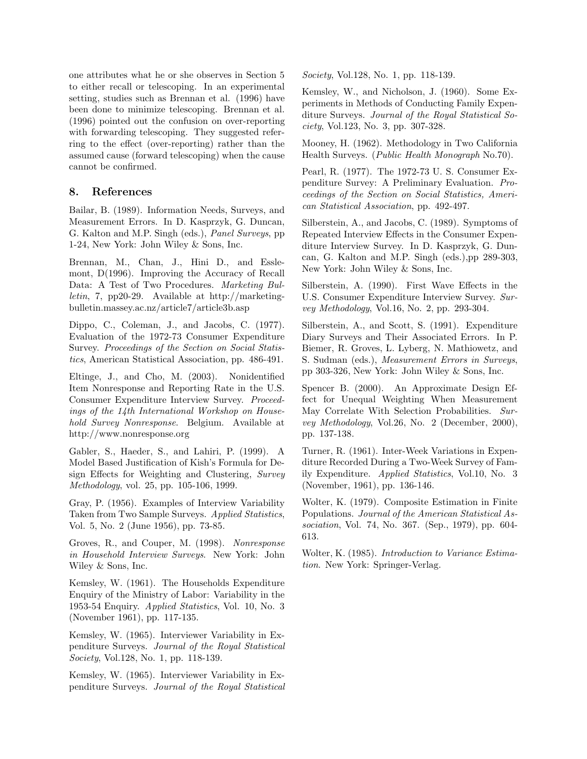one attributes what he or she observes in Section 5 to either recall or telescoping. In an experimental setting, studies such as Brennan et al. (1996) have been done to minimize telescoping. Brennan et al. (1996) pointed out the confusion on over-reporting with forwarding telescoping. They suggested referring to the effect (over-reporting) rather than the assumed cause (forward telescoping) when the cause cannot be confirmed.

## 8. References

Bailar, B. (1989). Information Needs, Surveys, and Measurement Errors. In D. Kasprzyk, G. Duncan, G. Kalton and M.P. Singh (eds.), *Panel Surveys*, pp 1-24, New York: John Wiley & Sons, Inc.

Brennan, M., Chan, J., Hini D., and Esslemont, D(1996). Improving the Accuracy of Recall Data: A Test of Two Procedures. *Marketing Bulletin*, 7, pp20-29. Available at http://marketing-bulletin.massey.ac.nz/article7/article3b.asp

Dippo, C., Coleman, J., and Jacobs, C. (1977). Evaluation of the 1972-73 Consumer Expenditure Survey. *Proceedings of the Section on Social Statistics*, American Statistical Association, pp. 486-491.

Eltinge, J., and Cho, M. (2003). Nonidentified Item Nonresponse and Reporting Rate in the U.S. Consumer Expenditure Interview Survey. *Proceedings of the 14th International Workshop on Household Survey Nonresponse*. Belgium. Available at http://www.nonresponse.org

Gabler, S., Haeder, S., and Lahiri, P. (1999). A Model Based Justification of Kish's Formula for Design Effects for Weighting and Clustering, *Survey Methodology*, vol. 25, pp. 105-106, 1999.

Gray, P. (1956). Examples of Interview Variability Taken from Two Sample Surveys. *Applied Statistics*, Vol. 5, No. 2 (June 1956), pp. 73-85.

Groves, R., and Couper, M. (1998). *Nonresponse in Household Interview Surveys*. New York: John Wiley & Sons, Inc.

Kemsley, W. (1961). The Households Expenditure Enquiry of the Ministry of Labor: Variability in the 1953-54 Enquiry. *Applied Statistics*, Vol. 10, No. 3 (November 1961), pp. 117-135.

Kemsley, W. (1965). Interviewer Variability in Expenditure Surveys. *Journal of the Royal Statistical Society*, Vol.128, No. 1, pp. 118-139.

Kemsley, W. (1965). Interviewer Variability in Expenditure Surveys. *Journal of the Royal Statistical Society*, Vol.128, No. 1, pp. 118-139.

Kemsley, W., and Nicholson, J. (1960). Some Experiments in Methods of Conducting Family Expenditure Surveys. *Journal of the Royal Statistical Society*, Vol.123, No. 3, pp. 307-328.

Mooney, H. (1962). Methodology in Two California Health Surveys. (*Public Health Monograph* No.70).

Pearl, R. (1977). The 1972-73 U. S. Consumer Expenditure Survey: A Preliminary Evaluation. *Proceedings of the Section on Social Statistics, American Statistical Association*, pp. 492-497.

Silberstein, A., and Jacobs, C. (1989). Symptoms of Repeated Interview Effects in the Consumer Expenditure Interview Survey. In D. Kasprzyk, G. Duncan, G. Kalton and M.P. Singh (eds.),pp 289-303, New York: John Wiley & Sons, Inc.

Silberstein, A. (1990). First Wave Effects in the U.S. Consumer Expenditure Interview Survey. *Survey Methodology*, Vol.16, No. 2, pp. 293-304.

Silberstein, A., and Scott, S. (1991). Expenditure Diary Surveys and Their Associated Errors. In P. Biemer, R. Groves, L. Lyberg, N. Mathiowetz, and S. Sudman (eds.), *Measurement Errors in Surveys*, pp 303-326, New York: John Wiley & Sons, Inc.

Spencer B. (2000). An Approximate Design Effect for Unequal Weighting When Measurement May Correlate With Selection Probabilities. *Survey Methodology*, Vol.26, No. 2 (December, 2000), pp. 137-138.

Turner, R. (1961). Inter-Week Variations in Expenditure Recorded During a Two-Week Survey of Family Expenditure. *Applied Statistics*, Vol.10, No. 3 (November, 1961), pp. 136-146.

Wolter, K. (1979). Composite Estimation in Finite Populations. *Journal of the American Statistical Association*, Vol. 74, No. 367. (Sep., 1979), pp. 604-613.

Wolter, K. (1985). *Introduction to Variance Estimation*. New York: Springer-Verlag.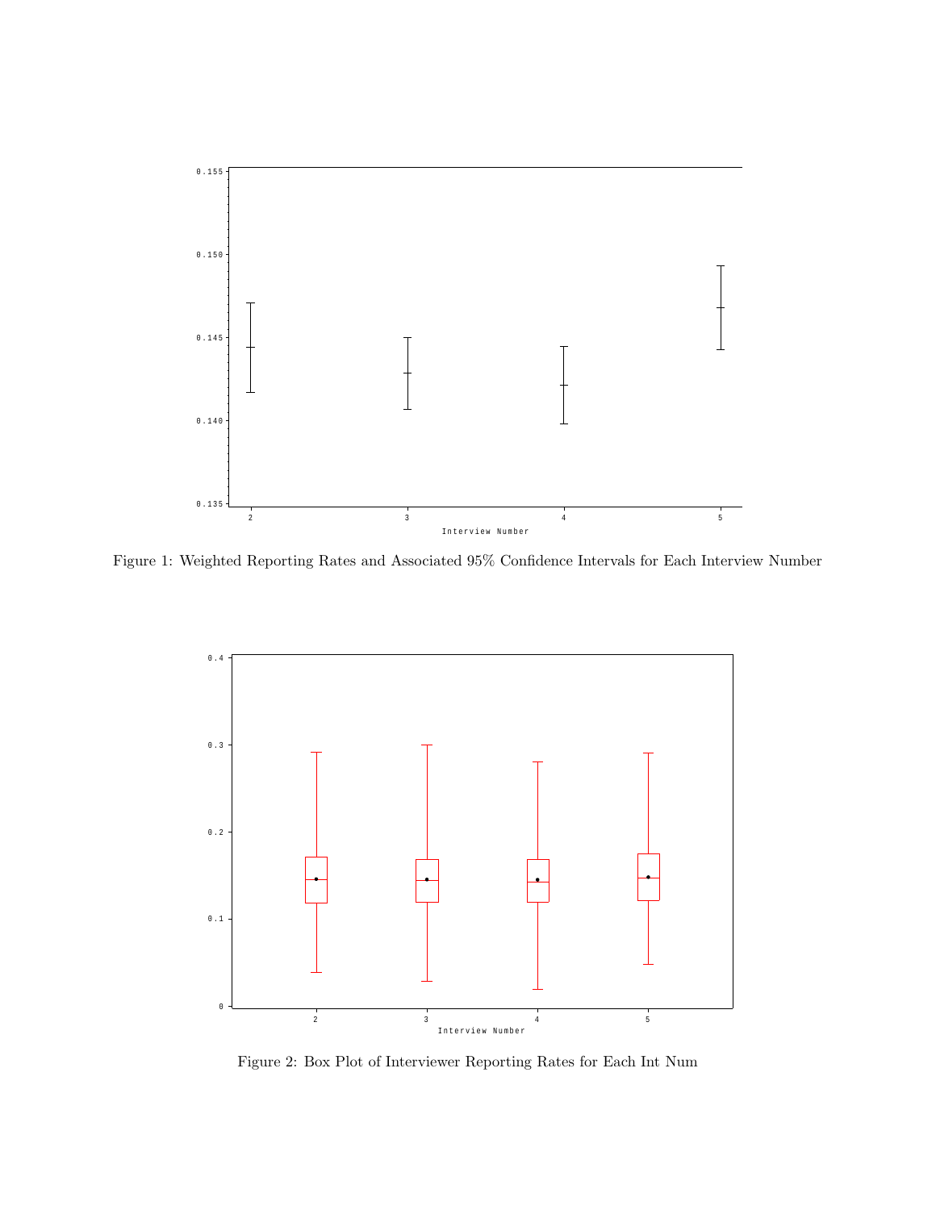Figure 1: Weighted Reporting Rates and Associated 95% Confidence Intervals for Each Interview Number

Figure 2: Box Plot of Interviewer Reporting Rates for Each Int Num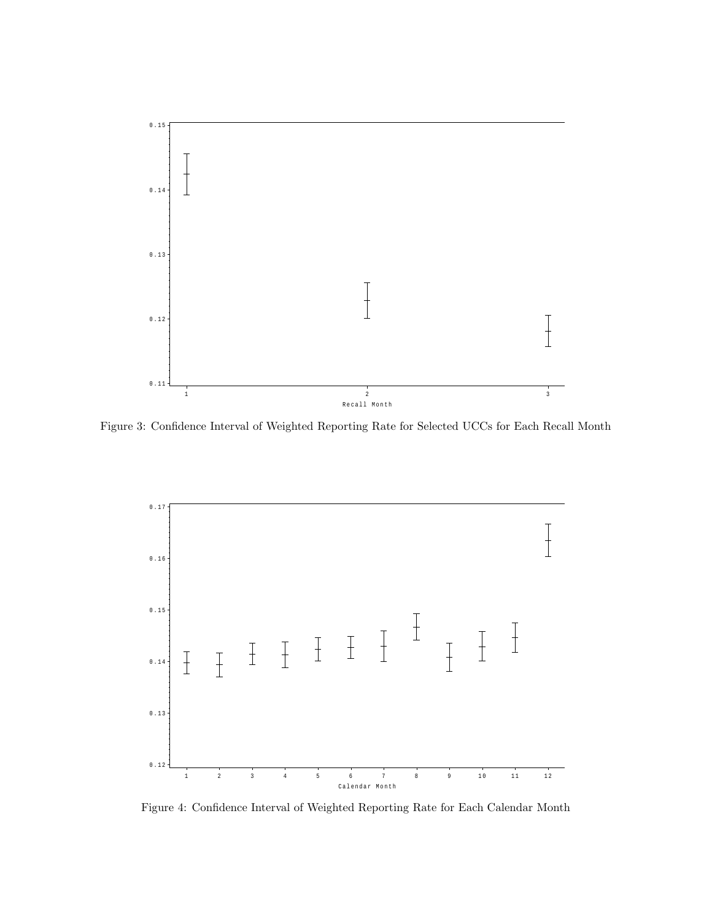0.15

0.14

0.13

0.12

0.11

1

2

3

Recall Month

Figure 3: Confidence Interval of Weighted Reporting Rate for Selected UCCs for Each Recall Month

0.17

0.16

0.15

0.14

0.13

0.12

1 2 3 4 5 6 7 8 9 10 11 12

Calendar Month

Figure 4: Confidence Interval of Weighted Reporting Rate for Each Calendar Month